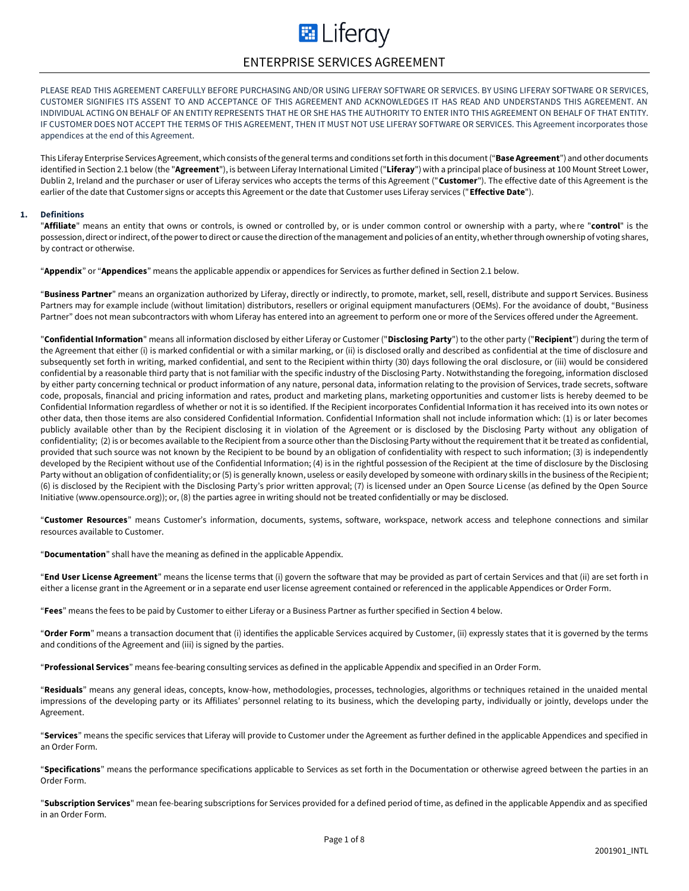# ENTERPRISE SERVICES AGREEMENT

PLEASE READ THIS AGREEMENT CAREFULLY BEFORE PURCHASING AND/OR USING LIFERAY SOFTWARE OR SERVICES. BY USING LIFERAY SOFTWARE OR SERVICES, CUSTOMER SIGNIFIES ITS ASSENT TO AND ACCEPTANCE OF THIS AGREEMENT AND ACKNOWLEDGES IT HAS READ AND UNDERSTANDS THIS AGREEMENT. AN INDIVIDUAL ACTING ON BEHALF OF AN ENTITY REPRESENTS THAT HE OR SHE HAS THE AUTHORITY TO ENTER INTO THIS AGREEMENT ON BEHALF OF THAT ENTITY. IF CUSTOMER DOES NOT ACCEPT THE TERMS OF THIS AGREEMENT, THEN IT MUST NOT USE LIFERAY SOFTWARE OR SERVICES. This Agreement incorporates those appendices at the end of this Agreement.

This Liferay Enterprise Services Agreement, which consists of the general terms and conditions set forth in this document ("**Base Agreement**") and other documents identified in Section 2.1 below (the "**Agreement**"), is between Liferay International Limited ("**Liferay**") with a principal place of business at 100 Mount Street Lower, Dublin 2, Ireland and the purchaser or user of Liferay services who accepts the terms of this Agreement ("**Customer**"). The effective date of this Agreement is the earlier of the date that Customer signs or accepts this Agreement or the date that Customer uses Liferay services ("**Effective Date**").

## 1. Definitions

"**Affiliate**" means an entity that owns or controls, is owned or controlled by, or is under common control or ownership with a party, where "**control**" is the possession, direct or indirect, of the power to direct or cause the direction of the management and policies of an entity, whether through ownership of voting shares, by contract or otherwise.

"**Appendix**" or "**Appendices**" means the applicable appendix or appendices for Services as further defined in Section 2.1 below.

"**Business Partner**" means an organization authorized by Liferay, directly or indirectly, to promote, market, sell, resell, distribute and support Services. Business Partners may for example include (without limitation) distributors, resellers or original equipment manufacturers (OEMs). For the avoidance of doubt, "Business Partner" does not mean subcontractors with whom Liferay has entered into an agreement to perform one or more of the Services offered under the Agreement.

"**Confidential Information**" means all information disclosed by either Liferay or Customer ("**Disclosing Party**") to the other party ("**Recipient**") during the term of the Agreement that either (i) is marked confidential or with a similar marking, or (ii) is disclosed orally and described as confidential at the time of disclosure and subsequently set forth in writing, marked confidential, and sent to the Recipient within thirty (30) days following the oral disclosure, or (iii) would be considered confidential by a reasonable third party that is not familiar with the specific industry of the Disclosing Party. Notwithstanding the foregoing, information disclosed by either party concerning technical or product information of any nature, personal data, information relating to the provision of Services, trade secrets, software code, proposals, financial and pricing information and rates, product and marketing plans, marketing opportunities and customer lists is hereby deemed to be Confidential Information regardless of whether or not it is so identified. If the Recipient incorporates Confidential Information it has received into its own notes or other data, then those items are also considered Confidential Information. Confidential Information shall not include information which: (1) is or later becomes publicly available other than by the Recipient disclosing it in violation of the Agreement or is disclosed by the Disclosing Party without any obligation of confidentiality; (2) is or becomes available to the Recipient from a source other than the Disclosing Party without the requirement that it be treated as confidential, provided that such source was not known by the Recipient to be bound by an obligation of confidentiality with respect to such information; (3) is independently developed by the Recipient without use of the Confidential Information; (4) is in the rightful possession of the Recipient at the time of disclosure by the Disclosing Party without an obligation of confidentiality; or (5) is generally known, useless or easily developed by someone with ordinary skills in the business of the Recipient; (6) is disclosed by the Recipient with the Disclosing Party's prior written approval; (7) is licensed under an Open Source License (as defined by the Open Source Initiative (www.opensource.org)); or, (8) the parties agree in writing should not be treated confidentially or may be disclosed.

"**Customer Resources**" means Customer's information, documents, systems, software, workspace, network access and telephone connections and similar resources available to Customer.

"**Documentation**" shall have the meaning as defined in the applicable Appendix.

"**End User License Agreement**" means the license terms that (i) govern the software that may be provided as part of certain Services and that (ii) are set forth in either a license grant in the Agreement or in a separate end user license agreement contained or referenced in the applicable Appendices or Order Form.

"**Fees**" means the fees to be paid by Customer to either Liferay or a Business Partner as further specified in Section 4 below.

"**Order Form**" means a transaction document that (i) identifies the applicable Services acquired by Customer, (ii) expressly states that it is governed by the terms and conditions of the Agreement and (iii) is signed by the parties.

"**Professional Services**" means fee-bearing consulting services as defined in the applicable Appendix and specified in an Order Form.

"**Residuals**" means any general ideas, concepts, know-how, methodologies, processes, technologies, algorithms or techniques retained in the unaided mental impressions of the developing party or its Affiliates' personnel relating to its business, which the developing party, individually or jointly, develops under the Agreement.

"**Services**" means the specific services that Liferay will provide to Customer under the Agreement as further defined in the applicable Appendices and specified in an Order Form.

"**Specifications**" means the performance specifications applicable to Services as set forth in the Documentation or otherwise agreed between the parties in an Order Form.

"**Subscription Services**" mean fee-bearing subscriptions for Services provided for a defined period of time, as defined in the applicable Appendix and as specified in an Order Form.

2001901_INTL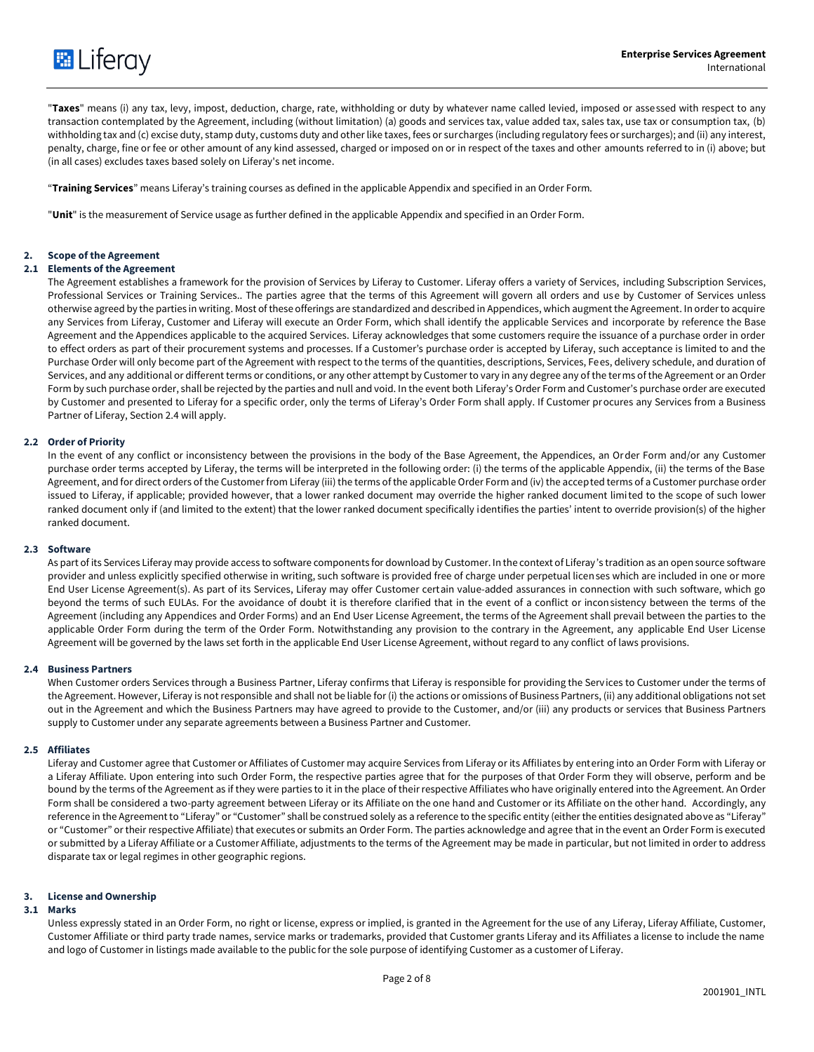"**Taxes**" means (i) any tax, levy, impost, deduction, charge, rate, withholding or duty by whatever name called levied, imposed or assessed with respect to any transaction contemplated by the Agreement, including (without limitation) (a) goods and services tax, value added tax, sales tax, use tax or consumption tax, (b) withholding tax and (c) excise duty, stamp duty, customs duty and other like taxes, fees or surcharges (including regulatory fees or surcharges); and (ii) any interest, penalty, charge, fine or fee or other amount of any kind assessed, charged or imposed on or in respect of the taxes and other amounts referred to in (i) above; but (in all cases) excludes taxes based solely on Liferay's net income.

"**Training Services**" means Liferay's training courses as defined in the applicable Appendix and specified in an Order Form.

"**Unit**" is the measurement of Service usage as further defined in the applicable Appendix and specified in an Order Form.

## 2. Scope of the Agreement

### 2.1 Elements of the Agreement

The Agreement establishes a framework for the provision of Services by Liferay to Customer. Liferay offers a variety of Services, including Subscription Services, Professional Services or Training Services.. The parties agree that the terms of this Agreement will govern all orders and use by Customer of Services unless otherwise agreed by the parties in writing. Most of these offerings are standardized and described in Appendices, which augment the Agreement. In order to acquire any Services from Liferay, Customer and Liferay will execute an Order Form, which shall identify the applicable Services and incorporate by reference the Base Agreement and the Appendices applicable to the acquired Services. Liferay acknowledges that some customers require the issuance of a purchase order in order to effect orders as part of their procurement systems and processes. If a Customer's purchase order is accepted by Liferay, such acceptance is limited to and the Purchase Order will only become part of the Agreement with respect to the terms of the quantities, descriptions, Services, Fees, delivery schedule, and duration of Services, and any additional or different terms or conditions, or any other attempt by Customer to vary in any degree any of the terms of the Agreement or an Order Form by such purchase order, shall be rejected by the parties and null and void. In the event both Liferay's Order Form and Customer's purchase order are executed by Customer and presented to Liferay for a specific order, only the terms of Liferay's Order Form shall apply. If Customer procures any Services from a Business Partner of Liferay, Section 2.4 will apply.

### 2.2 Order of Priority

In the event of any conflict or inconsistency between the provisions in the body of the Base Agreement, the Appendices, an Order Form and/or any Customer purchase order terms accepted by Liferay, the terms will be interpreted in the following order: (i) the terms of the applicable Appendix, (ii) the terms of the Base Agreement, and for direct orders of the Customer from Liferay (iii) the terms of the applicable Order Form and (iv) the accepted terms of a Customer purchase order issued to Liferay, if applicable; provided however, that a lower ranked document may override the higher ranked document limited to the scope of such lower ranked document only if (and limited to the extent) that the lower ranked document specifically identifies the parties' intent to override provision(s) of the higher ranked document.

### 2.3 Software

As part of its Services Liferay may provide access to software components for download by Customer. In the context of Liferay's tradition as an open source software provider and unless explicitly specified otherwise in writing, such software is provided free of charge under perpetual licenses which are included in one or more End User License Agreement(s). As part of its Services, Liferay may offer Customer certain value-added assurances in connection with such software, which go beyond the terms of such EULAs. For the avoidance of doubt it is therefore clarified that in the event of a conflict or inconsistency between the terms of the Agreement (including any Appendices and Order Forms) and an End User License Agreement, the terms of the Agreement shall prevail between the parties to the applicable Order Form during the term of the Order Form. Notwithstanding any provision to the contrary in the Agreement, any applicable End User License Agreement will be governed by the laws set forth in the applicable End User License Agreement, without regard to any conflict of laws provisions.

### 2.4 Business Partners

When Customer orders Services through a Business Partner, Liferay confirms that Liferay is responsible for providing the Services to Customer under the terms of the Agreement. However, Liferay is not responsible and shall not be liable for (i) the actions or omissions of Business Partners, (ii) any additional obligations not set out in the Agreement and which the Business Partners may have agreed to provide to the Customer, and/or (iii) any products or services that Business Partners supply to Customer under any separate agreements between a Business Partner and Customer.

### 2.5 Affiliates

Liferay and Customer agree that Customer or Affiliates of Customer may acquire Services from Liferay or its Affiliates by entering into an Order Form with Liferay or a Liferay Affiliate. Upon entering into such Order Form, the respective parties agree that for the purposes of that Order Form they will observe, perform and be bound by the terms of the Agreement as if they were parties to it in the place of their respective Affiliates who have originally entered into the Agreement. An Order Form shall be considered a two-party agreement between Liferay or its Affiliate on the one hand and Customer or its Affiliate on the other hand. Accordingly, any reference in the Agreement to "Liferay" or "Customer" shall be construed solely as a reference to the specific entity (either the entities designated above as "Liferay" or "Customer" or their respective Affiliate) that executes or submits an Order Form. The parties acknowledge and agree that in the event an Order Form is executed or submitted by a Liferay Affiliate or a Customer Affiliate, adjustments to the terms of the Agreement may be made in particular, but not limited in order to address disparate tax or legal regimes in other geographic regions.

## 3. License and Ownership

### 3.1 Marks

Unless expressly stated in an Order Form, no right or license, express or implied, is granted in the Agreement for the use of any Liferay, Liferay Affiliate, Customer, Customer Affiliate or third party trade names, service marks or trademarks, provided that Customer grants Liferay and its Affiliates a license to include the name and logo of Customer in listings made available to the public for the sole purpose of identifying Customer as a customer of Liferay.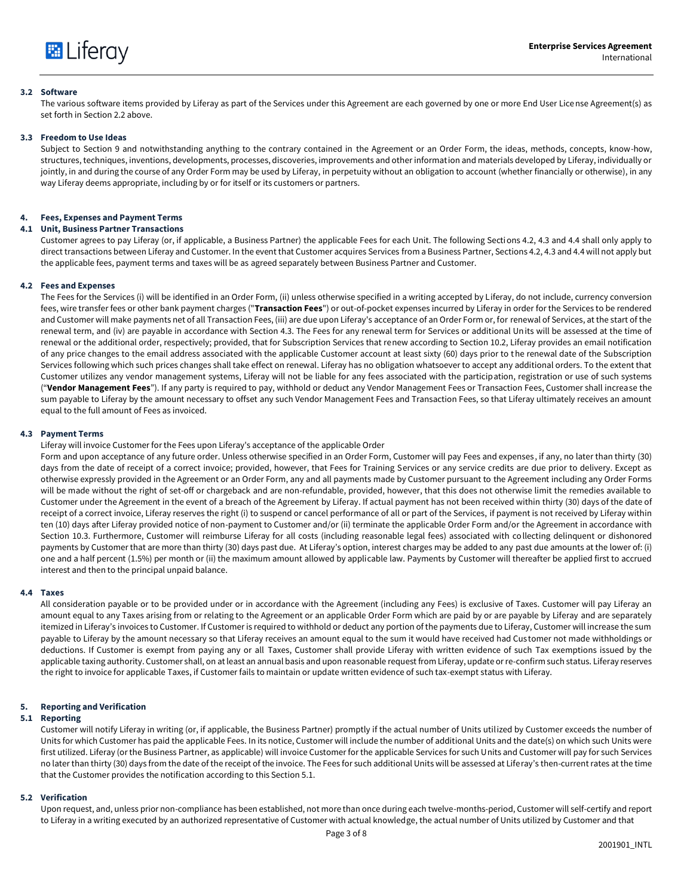**3.2 Software**

The various software items provided by Liferay as part of the Services under this Agreement are each governed by one or more End User License Agreement(s) as set forth in Section 2.2 above.

**3.3 Freedom to Use Ideas**

Subject to Section 9 and notwithstanding anything to the contrary contained in the Agreement or an Order Form, the ideas, methods, concepts, know-how, structures, techniques, inventions, developments, processes, discoveries, improvements and other information and materials developed by Liferay, individually or jointly, in and during the course of any Order Form may be used by Liferay, in perpetuity without an obligation to account (whether financially or otherwise), in any way Liferay deems appropriate, including by or for itself or its customers or partners.

## 4. Fees, Expenses and Payment Terms

**4.1 Unit, Business Partner Transactions**

Customer agrees to pay Liferay (or, if applicable, a Business Partner) the applicable Fees for each Unit. The following Sections 4.2, 4.3 and 4.4 shall only apply to direct transactions between Liferay and Customer. In the event that Customer acquires Services from a Business Partner, Sections 4.2, 4.3 and 4.4 will not apply but the applicable fees, payment terms and taxes will be as agreed separately between Business Partner and Customer.

**4.2 Fees and Expenses**

The Fees for the Services (i) will be identified in an Order Form, (ii) unless otherwise specified in a writing accepted by Liferay, do not include, currency conversion fees, wire transfer fees or other bank payment charges ("**Transaction Fees**") or out-of-pocket expenses incurred by Liferay in order for the Services to be rendered and Customer will make payments net of all Transaction Fees, (iii) are due upon Liferay's acceptance of an Order Form or, for renewal of Services, at the start of the renewal term, and (iv) are payable in accordance with Section 4.3. The Fees for any renewal term for Services or additional Units will be assessed at the time of renewal or the additional order, respectively; provided, that for Subscription Services that renew according to Section 10.2, Liferay provides an email notification of any price changes to the email address associated with the applicable Customer account at least sixty (60) days prior to the renewal date of the Subscription Services following which such prices changes shall take effect on renewal. Liferay has no obligation whatsoever to accept any additional orders. To the extent that Customer utilizes any vendor management systems, Liferay will not be liable for any fees associated with the participation, registration or use of such systems ("**Vendor Management Fees**"). If any party is required to pay, withhold or deduct any Vendor Management Fees or Transaction Fees, Customer shall increase the sum payable to Liferay by the amount necessary to offset any such Vendor Management Fees and Transaction Fees, so that Liferay ultimately receives an amount equal to the full amount of Fees as invoiced.

**4.3 Payment Terms**

Liferay will invoice Customer for the Fees upon Liferay's acceptance of the applicable Order

Form and upon acceptance of any future order. Unless otherwise specified in an Order Form, Customer will pay Fees and expenses, if any, no later than thirty (30) days from the date of receipt of a correct invoice; provided, however, that Fees for Training Services or any service credits are due prior to delivery. Except as otherwise expressly provided in the Agreement or an Order Form, any and all payments made by Customer pursuant to the Agreement including any Order Forms will be made without the right of set-off or chargeback and are non-refundable, provided, however, that this does not otherwise limit the remedies available to Customer under the Agreement in the event of a breach of the Agreement by Liferay. If actual payment has not been received within thirty (30) days of the date of receipt of a correct invoice, Liferay reserves the right (i) to suspend or cancel performance of all or part of the Services, if payment is not received by Liferay within ten (10) days after Liferay provided notice of non-payment to Customer and/or (ii) terminate the applicable Order Form and/or the Agreement in accordance with Section 10.3. Furthermore, Customer will reimburse Liferay for all costs (including reasonable legal fees) associated with collecting delinquent or dishonored payments by Customer that are more than thirty (30) days past due. At Liferay's option, interest charges may be added to any past due amounts at the lower of: (i) one and a half percent (1.5%) per month or (ii) the maximum amount allowed by applicable law. Payments by Customer will thereafter be applied first to accrued interest and then to the principal unpaid balance.

**4.4 Taxes**

All consideration payable or to be provided under or in accordance with the Agreement (including any Fees) is exclusive of Taxes. Customer will pay Liferay an amount equal to any Taxes arising from or relating to the Agreement or an applicable Order Form which are paid by or are payable by Liferay and are separately itemized in Liferay's invoices to Customer. If Customer is required to withhold or deduct any portion of the payments due to Liferay, Customer will increase the sum payable to Liferay by the amount necessary so that Liferay receives an amount equal to the sum it would have received had Customer not made withholdings or deductions. If Customer is exempt from paying any or all Taxes, Customer shall provide Liferay with written evidence of such Tax exemptions issued by the applicable taxing authority. Customer shall, on at least an annual basis and upon reasonable request from Liferay, update or re-confirm such status. Liferay reserves the right to invoice for applicable Taxes, if Customer fails to maintain or update written evidence of such tax-exempt status with Liferay.

## 5. Reporting and Verification

**5.1 Reporting**

Customer will notify Liferay in writing (or, if applicable, the Business Partner) promptly if the actual number of Units utilized by Customer exceeds the number of Units for which Customer has paid the applicable Fees. In its notice, Customer will include the number of additional Units and the date(s) on which such Units were first utilized. Liferay (or the Business Partner, as applicable) will invoice Customer for the applicable Services for such Units and Customer will pay for such Services no later than thirty (30) days from the date of the receipt of the invoice. The Fees for such additional Units will be assessed at Liferay's then-current rates at the time that the Customer provides the notification according to this Section 5.1.

**5.2 Verification**

Upon request, and, unless prior non-compliance has been established, not more than once during each twelve-months-period, Customer will self-certify and report to Liferay in a writing executed by an authorized representative of Customer with actual knowledge, the actual number of Units utilized by Customer and that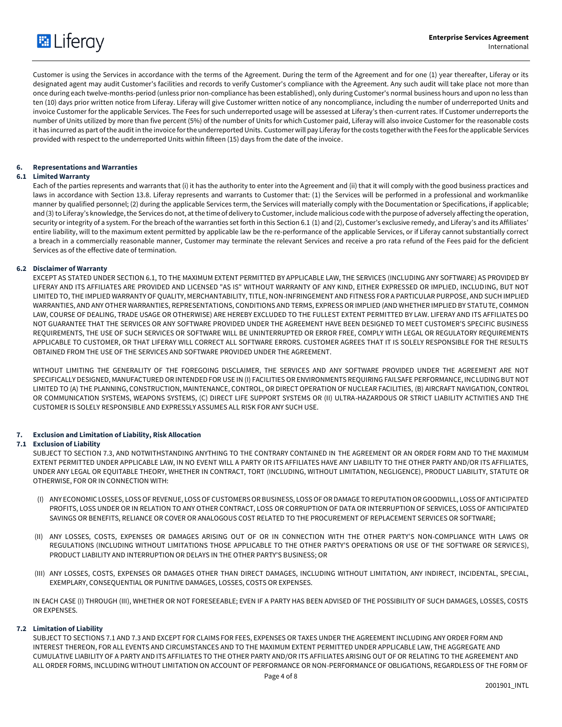Customer is using the Services in accordance with the terms of the Agreement. During the term of the Agreement and for one (1) year thereafter, Liferay or its designated agent may audit Customer's facilities and records to verify Customer's compliance with the Agreement. Any such audit will take place not more than once during each twelve-months-period (unless prior non-compliance has been established), only during Customer's normal business hours and upon no less than ten (10) days prior written notice from Liferay. Liferay will give Customer written notice of any noncompliance, including the number of underreported Units and invoice Customer for the applicable Services. The Fees for such underreported usage will be assessed at Liferay's then-current rates. If Customer underreports the number of Units utilized by more than five percent (5%) of the number of Units for which Customer paid, Liferay will also invoice Customer for the reasonable costs it has incurred as part of the audit in the invoice for the underreported Units. Customer will pay Liferay for the costs together with the Fees for the applicable Services provided with respect to the underreported Units within fifteen (15) days from the date of the invoice.

## 6. Representations and Warranties

### 6.1 Limited Warranty

Each of the parties represents and warrants that (i) it has the authority to enter into the Agreement and (ii) that it will comply with the good business practices and laws in accordance with Section 13.8. Liferay represents and warrants to Customer that: (1) the Services will be performed in a professional and workmanlike manner by qualified personnel; (2) during the applicable Services term, the Services will materially comply with the Documentation or Specifications, if applicable; and (3) to Liferay's knowledge, the Services do not, at the time of delivery to Customer, include malicious code with the purpose of adversely affecting the operation, security or integrity of a system. For the breach of the warranties set forth in this Section 6.1 (1) and (2), Customer's exclusive remedy, and Liferay's and its Affiliates' entire liability, will to the maximum extent permitted by applicable law be the re-performance of the applicable Services, or if Liferay cannot substantially correct a breach in a commercially reasonable manner, Customer may terminate the relevant Services and receive a pro rata refund of the Fees paid for the deficient Services as of the effective date of termination.

### 6.2 Disclaimer of Warranty

EXCEPT AS STATED UNDER SECTION 6.1, TO THE MAXIMUM EXTENT PERMITTED BY APPLICABLE LAW, THE SERVICES (INCLUDING ANY SOFTWARE) AS PROVIDED BY LIFERAY AND ITS AFFILIATES ARE PROVIDED AND LICENSED "AS IS" WITHOUT WARRANTY OF ANY KIND, EITHER EXPRESSED OR IMPLIED, INCLUDING, BUT NOT LIMITED TO, THE IMPLIED WARRANTY OF QUALITY, MERCHANTABILITY, TITLE, NON-INFRINGEMENT AND FITNESS FOR A PARTICULAR PURPOSE, AND SUCH IMPLIED WARRANTIES, AND ANY OTHER WARRANTIES, REPRESENTATIONS, CONDITIONS AND TERMS, EXPRESS OR IMPLIED (AND WHETHER IMPLIED BY STATUTE, COMMON LAW, COURSE OF DEALING, TRADE USAGE OR OTHERWISE) ARE HEREBY EXCLUDED TO THE FULLEST EXTENT PERMITTED BY LAW. LIFERAY AND ITS AFFILIATES DO NOT GUARANTEE THAT THE SERVICES OR ANY SOFTWARE PROVIDED UNDER THE AGREEMENT HAVE BEEN DESIGNED TO MEET CUSTOMER'S SPECIFIC BUSINESS REQUIREMENTS, THE USE OF SUCH SERVICES OR SOFTWARE WILL BE UNINTERRUPTED OR ERROR FREE, COMPLY WITH LEGAL OR REGULATORY REQUIREMENTS APPLICABLE TO CUSTOMER, OR THAT LIFERAY WILL CORRECT ALL SOFTWARE ERRORS. CUSTOMER AGREES THAT IT IS SOLELY RESPONSIBLE FOR THE RESULTS OBTAINED FROM THE USE OF THE SERVICES AND SOFTWARE PROVIDED UNDER THE AGREEMENT.

WITHOUT LIMITING THE GENERALITY OF THE FOREGOING DISCLAIMER, THE SERVICES AND ANY SOFTWARE PROVIDED UNDER THE AGREEMENT ARE NOT SPECIFICALLY DESIGNED, MANUFACTURED OR INTENDED FOR USE IN (I) FACILITIES OR ENVIRONMENTS REQUIRING FAILSAFE PERFORMANCE, INCLUDING BUT NOT LIMITED TO (A) THE PLANNING, CONSTRUCTION, MAINTENANCE, CONTROL, OR DIRECT OPERATION OF NUCLEAR FACILITIES, (B) AIRCRAFT NAVIGATION, CONTROL OR COMMUNICATION SYSTEMS, WEAPONS SYSTEMS, (C) DIRECT LIFE SUPPORT SYSTEMS OR (II) ULTRA-HAZARDOUS OR STRICT LIABILITY ACTIVITIES AND THE CUSTOMER IS SOLELY RESPONSIBLE AND EXPRESSLY ASSUMES ALL RISK FOR ANY SUCH USE.

## 7. Exclusion and Limitation of Liability, Risk Allocation

### 7.1 Exclusion of Liability

SUBJECT TO SECTION 7.3, AND NOTWITHSTANDING ANYTHING TO THE CONTRARY CONTAINED IN THE AGREEMENT OR AN ORDER FORM AND TO THE MAXIMUM EXTENT PERMITTED UNDER APPLICABLE LAW, IN NO EVENT WILL A PARTY OR ITS AFFILIATES HAVE ANY LIABILITY TO THE OTHER PARTY AND/OR ITS AFFILIATES, UNDER ANY LEGAL OR EQUITABLE THEORY, WHETHER IN CONTRACT, TORT (INCLUDING, WITHOUT LIMITATION, NEGLIGENCE), PRODUCT LIABILITY, STATUTE OR OTHERWISE, FOR OR IN CONNECTION WITH:

(I) ANY ECONOMIC LOSSES, LOSS OF REVENUE, LOSS OF CUSTOMERS OR BUSINESS, LOSS OF OR DAMAGE TO REPUTATION OR GOODWILL, LOSS OF ANTICIPATED PROFITS, LOSS UNDER OR IN RELATION TO ANY OTHER CONTRACT, LOSS OR CORRUPTION OF DATA OR INTERRUPTION OF SERVICES, LOSS OF ANTICIPATED SAVINGS OR BENEFITS, RELIANCE OR COVER OR ANALOGOUS COST RELATED TO THE PROCUREMENT OF REPLACEMENT SERVICES OR SOFTWARE;

(II) ANY LOSSES, COSTS, EXPENSES OR DAMAGES ARISING OUT OF OR IN CONNECTION WITH THE OTHER PARTY'S NON-COMPLIANCE WITH LAWS OR REGULATIONS (INCLUDING WITHOUT LIMITATIONS THOSE APPLICABLE TO THE OTHER PARTY'S OPERATIONS OR USE OF THE SOFTWARE OR SERVICES), PRODUCT LIABILITY AND INTERRUPTION OR DELAYS IN THE OTHER PARTY'S BUSINESS; OR

(III) ANY LOSSES, COSTS, EXPENSES OR DAMAGES OTHER THAN DIRECT DAMAGES, INCLUDING WITHOUT LIMITATION, ANY INDIRECT, INCIDENTAL, SPECIAL, EXEMPLARY, CONSEQUENTIAL OR PUNITIVE DAMAGES, LOSSES, COSTS OR EXPENSES.

IN EACH CASE (I) THROUGH (III), WHETHER OR NOT FORESEEABLE; EVEN IF A PARTY HAS BEEN ADVISED OF THE POSSIBILITY OF SUCH DAMAGES, LOSSES, COSTS OR EXPENSES.

### 7.2 Limitation of Liability

SUBJECT TO SECTIONS 7.1 AND 7.3 AND EXCEPT FOR CLAIMS FOR FEES, EXPENSES OR TAXES UNDER THE AGREEMENT INCLUDING ANY ORDER FORM AND INTEREST THEREON, FOR ALL EVENTS AND CIRCUMSTANCES AND TO THE MAXIMUM EXTENT PERMITTED UNDER APPLICABLE LAW, THE AGGREGATE AND CUMULATIVE LIABILITY OF A PARTY AND ITS AFFILIATES TO THE OTHER PARTY AND/OR ITS AFFILIATES ARISING OUT OF OR RELATING TO THE AGREEMENT AND ALL ORDER FORMS, INCLUDING WITHOUT LIMITATION ON ACCOUNT OF PERFORMANCE OR NON-PERFORMANCE OF OBLIGATIONS, REGARDLESS OF THE FORM OF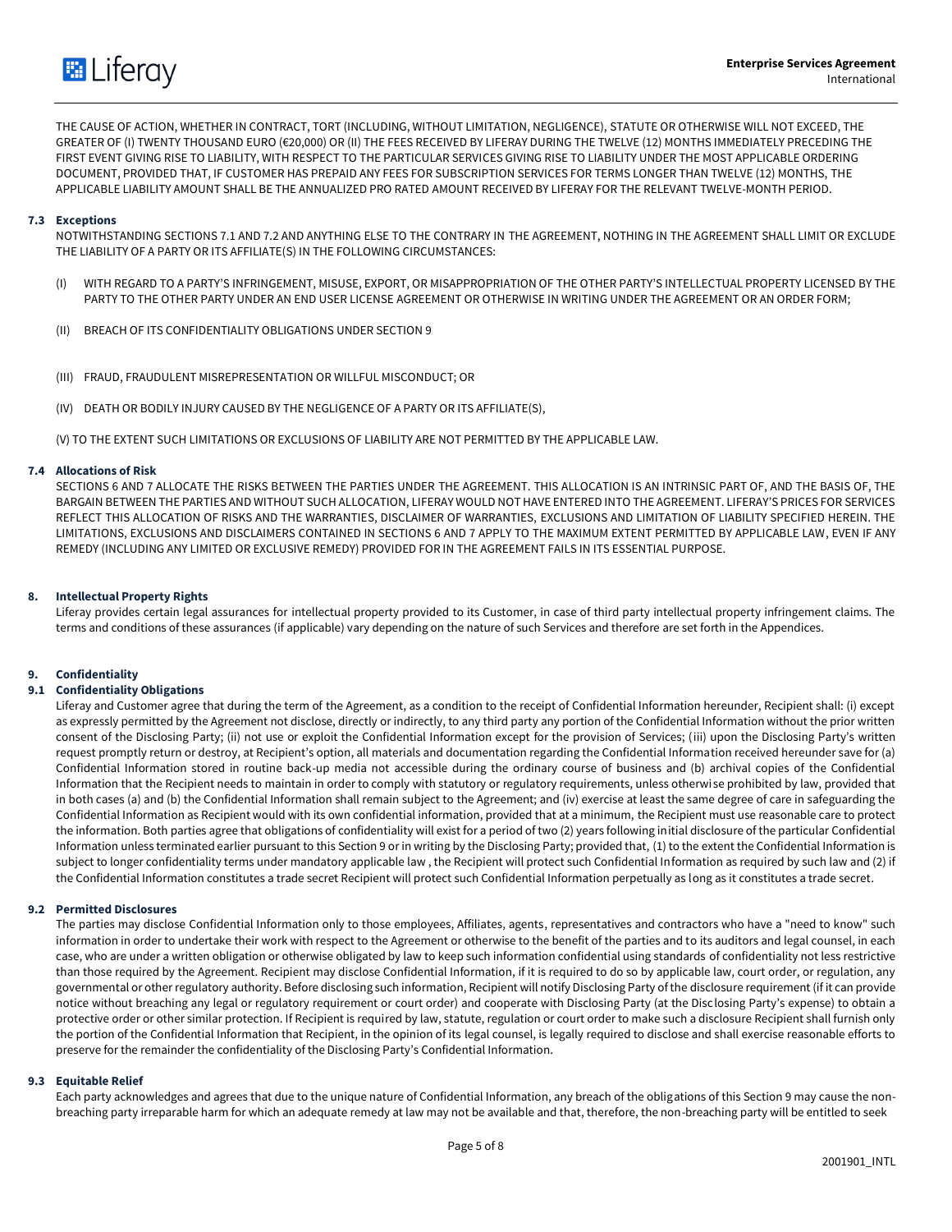THE CAUSE OF ACTION, WHETHER IN CONTRACT, TORT (INCLUDING, WITHOUT LIMITATION, NEGLIGENCE), STATUTE OR OTHERWISE WILL NOT EXCEED, THE GREATER OF (I) TWENTY THOUSAND EURO (€20,000) OR (II) THE FEES RECEIVED BY LIFERAY DURING THE TWELVE (12) MONTHS IMMEDIATELY PRECEDING THE FIRST EVENT GIVING RISE TO LIABILITY, WITH RESPECT TO THE PARTICULAR SERVICES GIVING RISE TO LIABILITY UNDER THE MOST APPLICABLE ORDERING DOCUMENT, PROVIDED THAT, IF CUSTOMER HAS PREPAID ANY FEES FOR SUBSCRIPTION SERVICES FOR TERMS LONGER THAN TWELVE (12) MONTHS, THE APPLICABLE LIABILITY AMOUNT SHALL BE THE ANNUALIZED PRO RATED AMOUNT RECEIVED BY LIFERAY FOR THE RELEVANT TWELVE-MONTH PERIOD.

### 7.3 Exceptions

NOTWITHSTANDING SECTIONS 7.1 AND 7.2 AND ANYTHING ELSE TO THE CONTRARY IN THE AGREEMENT, NOTHING IN THE AGREEMENT SHALL LIMIT OR EXCLUDE THE LIABILITY OF A PARTY OR ITS AFFILIATE(S) IN THE FOLLOWING CIRCUMSTANCES:

(I) WITH REGARD TO A PARTY'S INFRINGEMENT, MISUSE, EXPORT, OR MISAPPROPRIATION OF THE OTHER PARTY'S INTELLECTUAL PROPERTY LICENSED BY THE PARTY TO THE OTHER PARTY UNDER AN END USER LICENSE AGREEMENT OR OTHERWISE IN WRITING UNDER THE AGREEMENT OR AN ORDER FORM;

(II) BREACH OF ITS CONFIDENTIALITY OBLIGATIONS UNDER SECTION 9

(III) FRAUD, FRAUDULENT MISREPRESENTATION OR WILLFUL MISCONDUCT; OR

(IV) DEATH OR BODILY INJURY CAUSED BY THE NEGLIGENCE OF A PARTY OR ITS AFFILIATE(S),

(V) TO THE EXTENT SUCH LIMITATIONS OR EXCLUSIONS OF LIABILITY ARE NOT PERMITTED BY THE APPLICABLE LAW.

### 7.4 Allocations of Risk

SECTIONS 6 AND 7 ALLOCATE THE RISKS BETWEEN THE PARTIES UNDER THE AGREEMENT. THIS ALLOCATION IS AN INTRINSIC PART OF, AND THE BASIS OF, THE BARGAIN BETWEEN THE PARTIES AND WITHOUT SUCH ALLOCATION, LIFERAY WOULD NOT HAVE ENTERED INTO THE AGREEMENT. LIFERAY'S PRICES FOR SERVICES REFLECT THIS ALLOCATION OF RISKS AND THE WARRANTIES, DISCLAIMER OF WARRANTIES, EXCLUSIONS AND LIMITATION OF LIABILITY SPECIFIED HEREIN. THE LIMITATIONS, EXCLUSIONS AND DISCLAIMERS CONTAINED IN SECTIONS 6 AND 7 APPLY TO THE MAXIMUM EXTENT PERMITTED BY APPLICABLE LAW, EVEN IF ANY REMEDY (INCLUDING ANY LIMITED OR EXCLUSIVE REMEDY) PROVIDED FOR IN THE AGREEMENT FAILS IN ITS ESSENTIAL PURPOSE.

## 8. Intellectual Property Rights

Liferay provides certain legal assurances for intellectual property provided to its Customer, in case of third party intellectual property infringement claims. The terms and conditions of these assurances (if applicable) vary depending on the nature of such Services and therefore are set forth in the Appendices.

## 9. Confidentiality

### 9.1 Confidentiality Obligations

Liferay and Customer agree that during the term of the Agreement, as a condition to the receipt of Confidential Information hereunder, Recipient shall: (i) except as expressly permitted by the Agreement not disclose, directly or indirectly, to any third party any portion of the Confidential Information without the prior written consent of the Disclosing Party; (ii) not use or exploit the Confidential Information except for the provision of Services; (iii) upon the Disclosing Party's written request promptly return or destroy, at Recipient's option, all materials and documentation regarding the Confidential Information received hereunder save for (a) Confidential Information stored in routine back-up media not accessible during the ordinary course of business and (b) archival copies of the Confidential Information that the Recipient needs to maintain in order to comply with statutory or regulatory requirements, unless otherwise prohibited by law, provided that in both cases (a) and (b) the Confidential Information shall remain subject to the Agreement; and (iv) exercise at least the same degree of care in safeguarding the Confidential Information as Recipient would with its own confidential information, provided that at a minimum, the Recipient must use reasonable care to protect the information. Both parties agree that obligations of confidentiality will exist for a period of two (2) years following initial disclosure of the particular Confidential Information unless terminated earlier pursuant to this Section 9 or in writing by the Disclosing Party; provided that, (1) to the extent the Confidential Information is subject to longer confidentiality terms under mandatory applicable law , the Recipient will protect such Confidential Information as required by such law and (2) if the Confidential Information constitutes a trade secret Recipient will protect such Confidential Information perpetually as long as it constitutes a trade secret.

### 9.2 Permitted Disclosures

The parties may disclose Confidential Information only to those employees, Affiliates, agents, representatives and contractors who have a "need to know" such information in order to undertake their work with respect to the Agreement or otherwise to the benefit of the parties and to its auditors and legal counsel, in each case, who are under a written obligation or otherwise obligated by law to keep such information confidential using standards of confidentiality not less restrictive than those required by the Agreement. Recipient may disclose Confidential Information, if it is required to do so by applicable law, court order, or regulation, any governmental or other regulatory authority. Before disclosing such information, Recipient will notify Disclosing Party of the disclosure requirement (if it can provide notice without breaching any legal or regulatory requirement or court order) and cooperate with Disclosing Party (at the Disclosing Party's expense) to obtain a protective order or other similar protection. If Recipient is required by law, statute, regulation or court order to make such a disclosure Recipient shall furnish only the portion of the Confidential Information that Recipient, in the opinion of its legal counsel, is legally required to disclose and shall exercise reasonable efforts to preserve for the remainder the confidentiality of the Disclosing Party's Confidential Information.

### 9.3 Equitable Relief

Each party acknowledges and agrees that due to the unique nature of Confidential Information, any breach of the obligations of this Section 9 may cause the non-breaching party irreparable harm for which an adequate remedy at law may not be available and that, therefore, the non-breaching party will be entitled to seek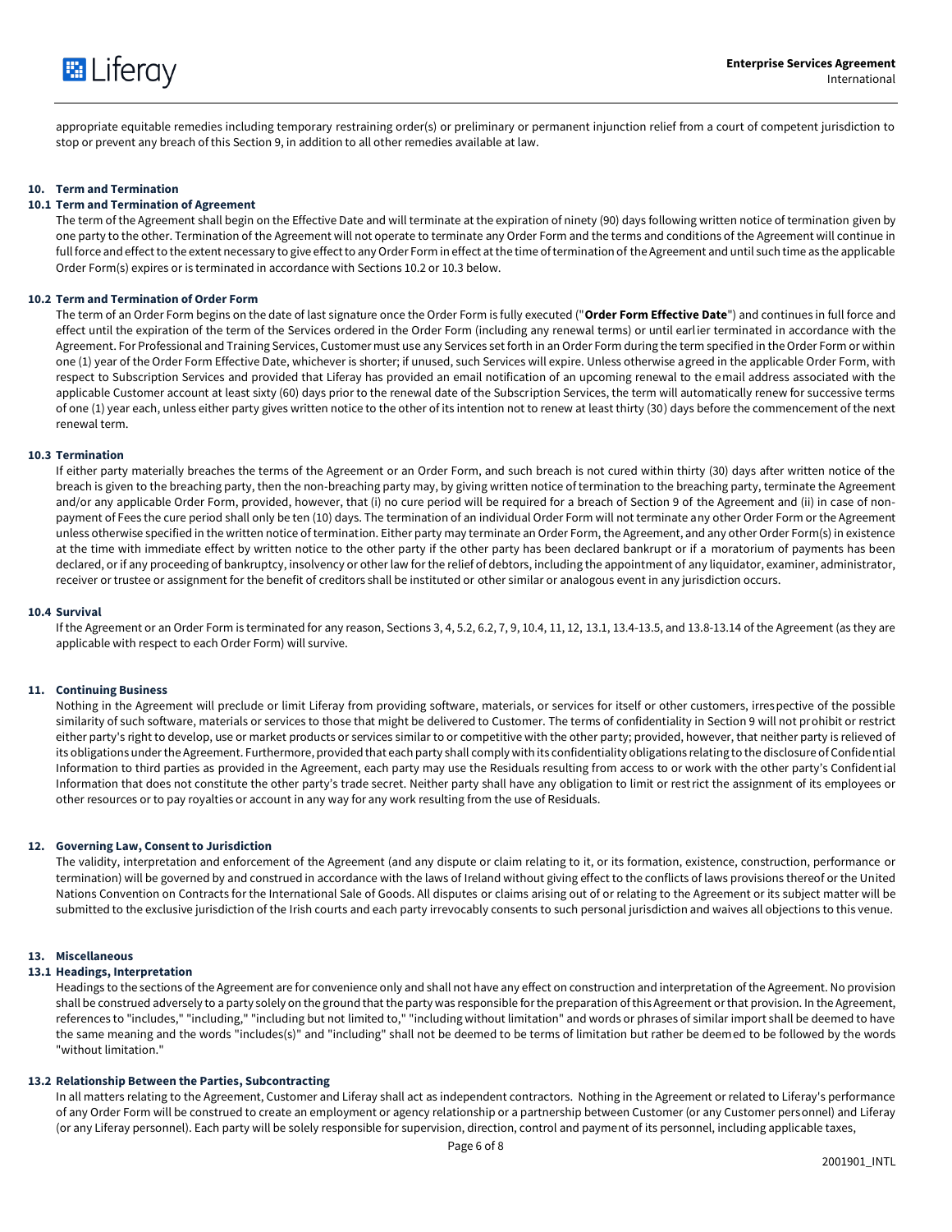appropriate equitable remedies including temporary restraining order(s) or preliminary or permanent injunction relief from a court of competent jurisdiction to stop or prevent any breach of this Section 9, in addition to all other remedies available at law.

## 10. Term and Termination

### 10.1 Term and Termination of Agreement

The term of the Agreement shall begin on the Effective Date and will terminate at the expiration of ninety (90) days following written notice of termination given by one party to the other. Termination of the Agreement will not operate to terminate any Order Form and the terms and conditions of the Agreement will continue in full force and effect to the extent necessary to give effect to any Order Form in effect at the time of termination of the Agreement and until such time as the applicable Order Form(s) expires or is terminated in accordance with Sections 10.2 or 10.3 below.

### 10.2 Term and Termination of Order Form

The term of an Order Form begins on the date of last signature once the Order Form is fully executed ("**Order Form Effective Date**") and continues in full force and effect until the expiration of the term of the Services ordered in the Order Form (including any renewal terms) or until earlier terminated in accordance with the Agreement. For Professional and Training Services, Customer must use any Services set forth in an Order Form during the term specified in the Order Form or within one (1) year of the Order Form Effective Date, whichever is shorter; if unused, such Services will expire. Unless otherwise agreed in the applicable Order Form, with respect to Subscription Services and provided that Liferay has provided an email notification of an upcoming renewal to the email address associated with the applicable Customer account at least sixty (60) days prior to the renewal date of the Subscription Services, the term will automatically renew for successive terms of one (1) year each, unless either party gives written notice to the other of its intention not to renew at least thirty (30) days before the commencement of the next renewal term.

### 10.3 Termination

If either party materially breaches the terms of the Agreement or an Order Form, and such breach is not cured within thirty (30) days after written notice of the breach is given to the breaching party, then the non-breaching party may, by giving written notice of termination to the breaching party, terminate the Agreement and/or any applicable Order Form, provided, however, that (i) no cure period will be required for a breach of Section 9 of the Agreement and (ii) in case of non-payment of Fees the cure period shall only be ten (10) days. The termination of an individual Order Form will not terminate any other Order Form or the Agreement unless otherwise specified in the written notice of termination. Either party may terminate an Order Form, the Agreement, and any other Order Form(s) in existence at the time with immediate effect by written notice to the other party if the other party has been declared bankrupt or if a moratorium of payments has been declared, or if any proceeding of bankruptcy, insolvency or other law for the relief of debtors, including the appointment of any liquidator, examiner, administrator, receiver or trustee or assignment for the benefit of creditors shall be instituted or other similar or analogous event in any jurisdiction occurs.

### 10.4 Survival

If the Agreement or an Order Form is terminated for any reason, Sections 3, 4, 5.2, 6.2, 7, 9, 10.4, 11, 12, 13.1, 13.4-13.5, and 13.8-13.14 of the Agreement (as they are applicable with respect to each Order Form) will survive.

## 11. Continuing Business

Nothing in the Agreement will preclude or limit Liferay from providing software, materials, or services for itself or other customers, irrespective of the possible similarity of such software, materials or services to those that might be delivered to Customer. The terms of confidentiality in Section 9 will not prohibit or restrict either party's right to develop, use or market products or services similar to or competitive with the other party; provided, however, that neither party is relieved of its obligations under the Agreement. Furthermore, provided that each party shall comply with its confidentiality obligations relating to the disclosure of Confidential Information to third parties as provided in the Agreement, each party may use the Residuals resulting from access to or work with the other party's Confidential Information that does not constitute the other party's trade secret. Neither party shall have any obligation to limit or restrict the assignment of its employees or other resources or to pay royalties or account in any way for any work resulting from the use of Residuals.

## 12. Governing Law, Consent to Jurisdiction

The validity, interpretation and enforcement of the Agreement (and any dispute or claim relating to it, or its formation, existence, construction, performance or termination) will be governed by and construed in accordance with the laws of Ireland without giving effect to the conflicts of laws provisions thereof or the United Nations Convention on Contracts for the International Sale of Goods. All disputes or claims arising out of or relating to the Agreement or its subject matter will be submitted to the exclusive jurisdiction of the Irish courts and each party irrevocably consents to such personal jurisdiction and waives all objections to this venue.

## 13. Miscellaneous

### 13.1 Headings, Interpretation

Headings to the sections of the Agreement are for convenience only and shall not have any effect on construction and interpretation of the Agreement. No provision shall be construed adversely to a party solely on the ground that the party was responsible for the preparation of this Agreement or that provision. In the Agreement, references to "includes," "including," "including but not limited to," "including without limitation" and words or phrases of similar import shall be deemed to have the same meaning and the words "includes(s)" and "including" shall not be deemed to be terms of limitation but rather be deemed to be followed by the words "without limitation."

### 13.2 Relationship Between the Parties, Subcontracting

In all matters relating to the Agreement, Customer and Liferay shall act as independent contractors. Nothing in the Agreement or related to Liferay's performance of any Order Form will be construed to create an employment or agency relationship or a partnership between Customer (or any Customer personnel) and Liferay (or any Liferay personnel). Each party will be solely responsible for supervision, direction, control and payment of its personnel, including applicable taxes,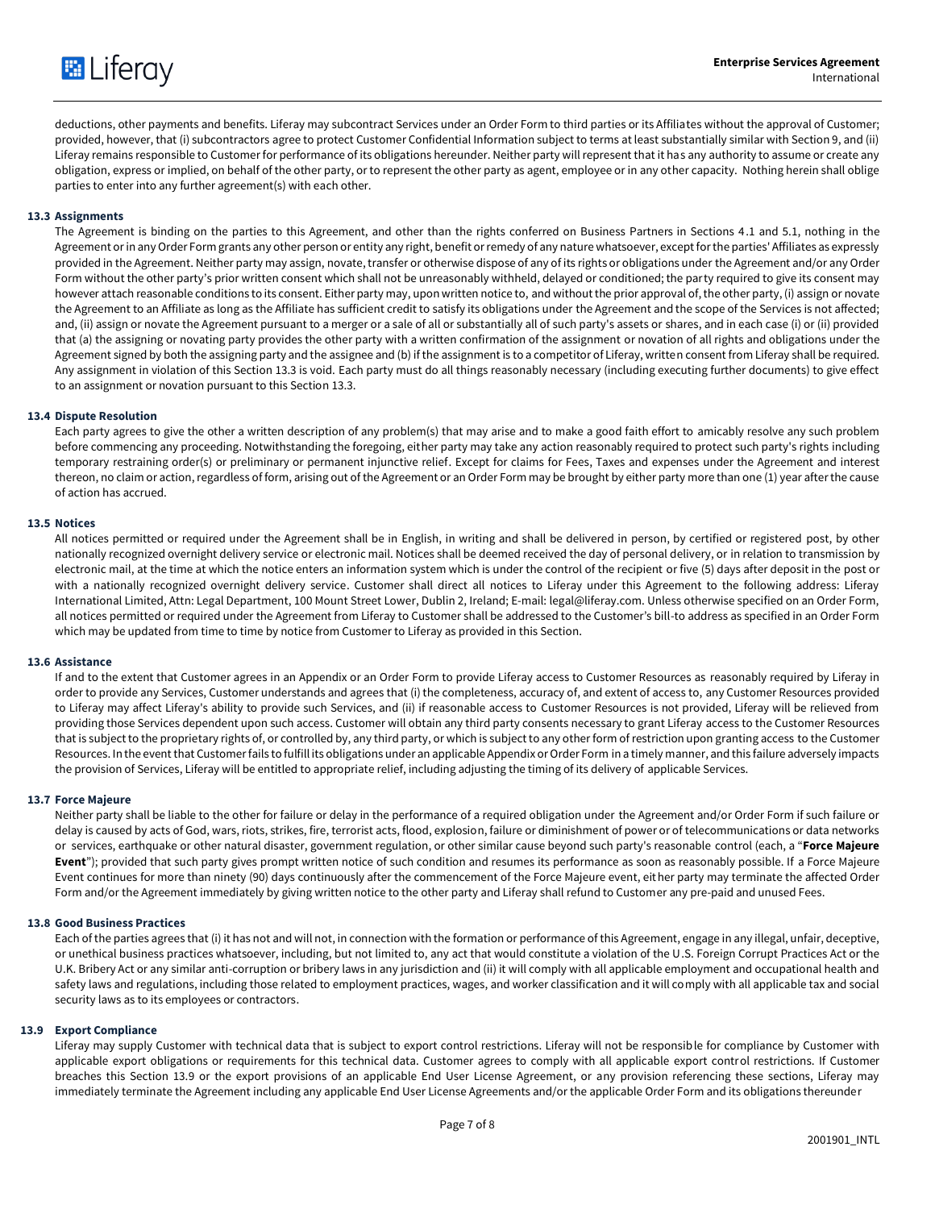deductions, other payments and benefits. Liferay may subcontract Services under an Order Form to third parties or its Affiliates without the approval of Customer; provided, however, that (i) subcontractors agree to protect Customer Confidential Information subject to terms at least substantially similar with Section 9, and (ii) Liferay remains responsible to Customer for performance of its obligations hereunder. Neither party will represent that it has any authority to assume or create any obligation, express or implied, on behalf of the other party, or to represent the other party as agent, employee or in any other capacity. Nothing herein shall oblige parties to enter into any further agreement(s) with each other.

**13.3 Assignments**

The Agreement is binding on the parties to this Agreement, and other than the rights conferred on Business Partners in Sections 4.1 and 5.1, nothing in the Agreement or in any Order Form grants any other person or entity any right, benefit or remedy of any nature whatsoever, except for the parties' Affiliates as expressly provided in the Agreement. Neither party may assign, novate, transfer or otherwise dispose of any of its rights or obligations under the Agreement and/or any Order Form without the other party's prior written consent which shall not be unreasonably withheld, delayed or conditioned; the party required to give its consent may however attach reasonable conditions to its consent. Either party may, upon written notice to, and without the prior approval of, the other party, (i) assign or novate the Agreement to an Affiliate as long as the Affiliate has sufficient credit to satisfy its obligations under the Agreement and the scope of the Services is not affected; and, (ii) assign or novate the Agreement pursuant to a merger or a sale of all or substantially all of such party's assets or shares, and in each case (i) or (ii) provided that (a) the assigning or novating party provides the other party with a written confirmation of the assignment or novation of all rights and obligations under the Agreement signed by both the assigning party and the assignee and (b) if the assignment is to a competitor of Liferay, written consent from Liferay shall be required. Any assignment in violation of this Section 13.3 is void. Each party must do all things reasonably necessary (including executing further documents) to give effect to an assignment or novation pursuant to this Section 13.3.

**13.4 Dispute Resolution**

Each party agrees to give the other a written description of any problem(s) that may arise and to make a good faith effort to amicably resolve any such problem before commencing any proceeding. Notwithstanding the foregoing, either party may take any action reasonably required to protect such party's rights including temporary restraining order(s) or preliminary or permanent injunctive relief. Except for claims for Fees, Taxes and expenses under the Agreement and interest thereon, no claim or action, regardless of form, arising out of the Agreement or an Order Form may be brought by either party more than one (1) year after the cause of action has accrued.

**13.5 Notices**

All notices permitted or required under the Agreement shall be in English, in writing and shall be delivered in person, by certified or registered post, by other nationally recognized overnight delivery service or electronic mail. Notices shall be deemed received the day of personal delivery, or in relation to transmission by electronic mail, at the time at which the notice enters an information system which is under the control of the recipient or five (5) days after deposit in the post or with a nationally recognized overnight delivery service. Customer shall direct all notices to Liferay under this Agreement to the following address: Liferay International Limited, Attn: Legal Department, 100 Mount Street Lower, Dublin 2, Ireland; E-mail: legal@liferay.com. Unless otherwise specified on an Order Form, all notices permitted or required under the Agreement from Liferay to Customer shall be addressed to the Customer's bill-to address as specified in an Order Form which may be updated from time to time by notice from Customer to Liferay as provided in this Section.

**13.6 Assistance**

If and to the extent that Customer agrees in an Appendix or an Order Form to provide Liferay access to Customer Resources as reasonably required by Liferay in order to provide any Services, Customer understands and agrees that (i) the completeness, accuracy of, and extent of access to, any Customer Resources provided to Liferay may affect Liferay's ability to provide such Services, and (ii) if reasonable access to Customer Resources is not provided, Liferay will be relieved from providing those Services dependent upon such access. Customer will obtain any third party consents necessary to grant Liferay access to the Customer Resources that is subject to the proprietary rights of, or controlled by, any third party, or which is subject to any other form of restriction upon granting access to the Customer Resources. In the event that Customer fails to fulfill its obligations under an applicable Appendix or Order Form in a timely manner, and this failure adversely impacts the provision of Services, Liferay will be entitled to appropriate relief, including adjusting the timing of its delivery of applicable Services.

**13.7 Force Majeure**

Neither party shall be liable to the other for failure or delay in the performance of a required obligation under the Agreement and/or Order Form if such failure or delay is caused by acts of God, wars, riots, strikes, fire, terrorist acts, flood, explosion, failure or diminishment of power or of telecommunications or data networks or services, earthquake or other natural disaster, government regulation, or other similar cause beyond such party's reasonable control (each, a "**Force Majeure Event**"); provided that such party gives prompt written notice of such condition and resumes its performance as soon as reasonably possible. If a Force Majeure Event continues for more than ninety (90) days continuously after the commencement of the Force Majeure event, either party may terminate the affected Order Form and/or the Agreement immediately by giving written notice to the other party and Liferay shall refund to Customer any pre-paid and unused Fees.

**13.8 Good Business Practices**

Each of the parties agrees that (i) it has not and will not, in connection with the formation or performance of this Agreement, engage in any illegal, unfair, deceptive, or unethical business practices whatsoever, including, but not limited to, any act that would constitute a violation of the U.S. Foreign Corrupt Practices Act or the U.K. Bribery Act or any similar anti-corruption or bribery laws in any jurisdiction and (ii) it will comply with all applicable employment and occupational health and safety laws and regulations, including those related to employment practices, wages, and worker classification and it will comply with all applicable tax and social security laws as to its employees or contractors.

**13.9 Export Compliance**

Liferay may supply Customer with technical data that is subject to export control restrictions. Liferay will not be responsible for compliance by Customer with applicable export obligations or requirements for this technical data. Customer agrees to comply with all applicable export control restrictions. If Customer breaches this Section 13.9 or the export provisions of an applicable End User License Agreement, or any provision referencing these sections, Liferay may immediately terminate the Agreement including any applicable End User License Agreements and/or the applicable Order Form and its obligations thereunder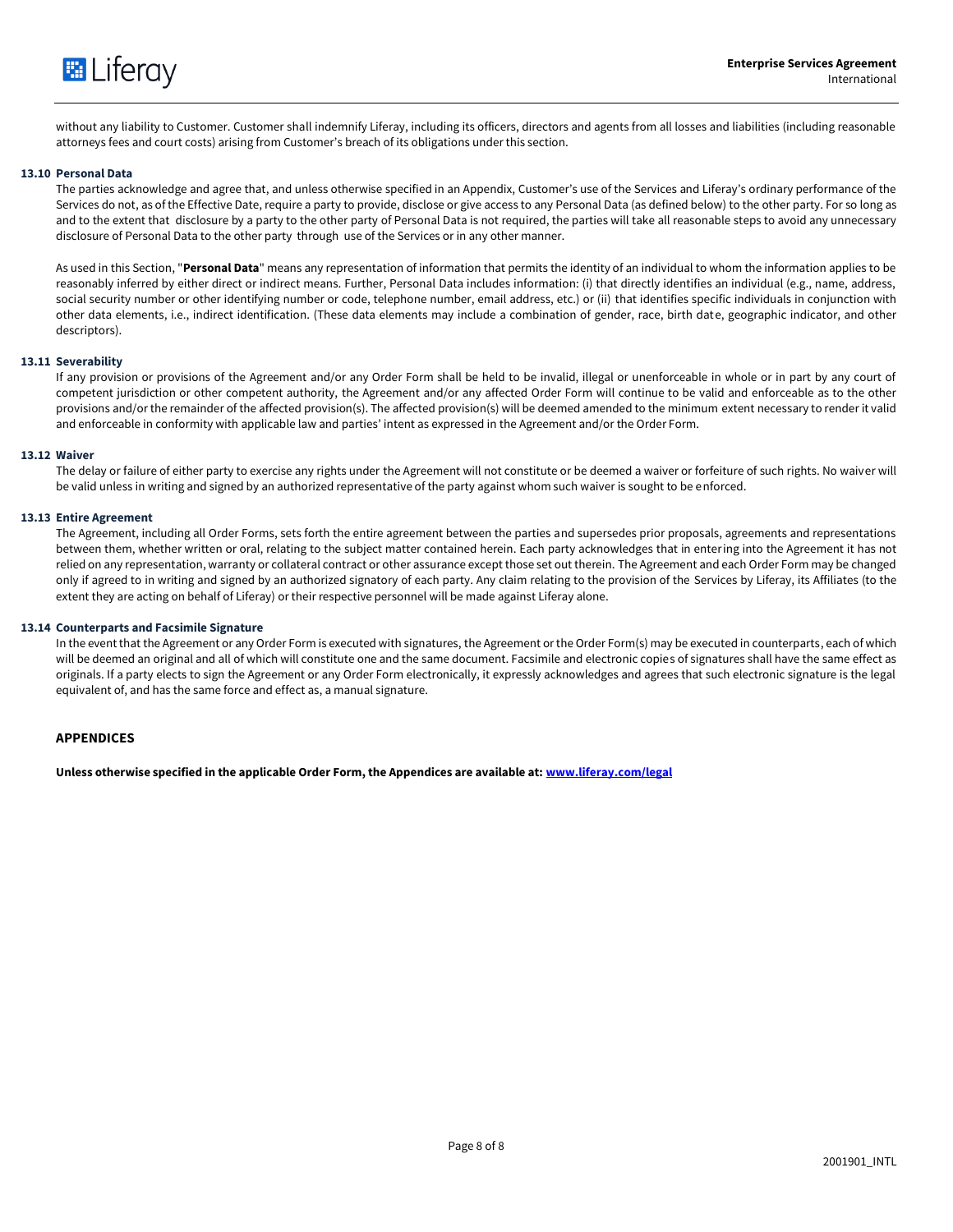without any liability to Customer. Customer shall indemnify Liferay, including its officers, directors and agents from all losses and liabilities (including reasonable attorneys fees and court costs) arising from Customer's breach of its obligations under this section.

**13.10 Personal Data**

The parties acknowledge and agree that, and unless otherwise specified in an Appendix, Customer's use of the Services and Liferay's ordinary performance of the Services do not, as of the Effective Date, require a party to provide, disclose or give access to any Personal Data (as defined below) to the other party. For so long as and to the extent that disclosure by a party to the other party of Personal Data is not required, the parties will take all reasonable steps to avoid any unnecessary disclosure of Personal Data to the other party through use of the Services or in any other manner.

As used in this Section, "**Personal Data**" means any representation of information that permits the identity of an individual to whom the information applies to be reasonably inferred by either direct or indirect means. Further, Personal Data includes information: (i) that directly identifies an individual (e.g., name, address, social security number or other identifying number or code, telephone number, email address, etc.) or (ii) that identifies specific individuals in conjunction with other data elements, i.e., indirect identification. (These data elements may include a combination of gender, race, birth date, geographic indicator, and other descriptors).

**13.11 Severability**

If any provision or provisions of the Agreement and/or any Order Form shall be held to be invalid, illegal or unenforceable in whole or in part by any court of competent jurisdiction or other competent authority, the Agreement and/or any affected Order Form will continue to be valid and enforceable as to the other provisions and/or the remainder of the affected provision(s). The affected provision(s) will be deemed amended to the minimum extent necessary to render it valid and enforceable in conformity with applicable law and parties' intent as expressed in the Agreement and/or the Order Form.

**13.12 Waiver**

The delay or failure of either party to exercise any rights under the Agreement will not constitute or be deemed a waiver or forfeiture of such rights. No waiver will be valid unless in writing and signed by an authorized representative of the party against whom such waiver is sought to be enforced.

**13.13 Entire Agreement**

The Agreement, including all Order Forms, sets forth the entire agreement between the parties and supersedes prior proposals, agreements and representations between them, whether written or oral, relating to the subject matter contained herein. Each party acknowledges that in entering into the Agreement it has not relied on any representation, warranty or collateral contract or other assurance except those set out therein. The Agreement and each Order Form may be changed only if agreed to in writing and signed by an authorized signatory of each party. Any claim relating to the provision of the Services by Liferay, its Affiliates (to the extent they are acting on behalf of Liferay) or their respective personnel will be made against Liferay alone.

**13.14 Counterparts and Facsimile Signature**

In the event that the Agreement or any Order Form is executed with signatures, the Agreement or the Order Form(s) may be executed in counterparts, each of which will be deemed an original and all of which will constitute one and the same document. Facsimile and electronic copies of signatures shall have the same effect as originals. If a party elects to sign the Agreement or any Order Form electronically, it expressly acknowledges and agrees that such electronic signature is the legal equivalent of, and has the same force and effect as, a manual signature.

## APPENDICES

**Unless otherwise specified in the applicable Order Form, the Appendices are available at: [www.liferay.com/legal](www.liferay.com/legal)**

2001901_INTL